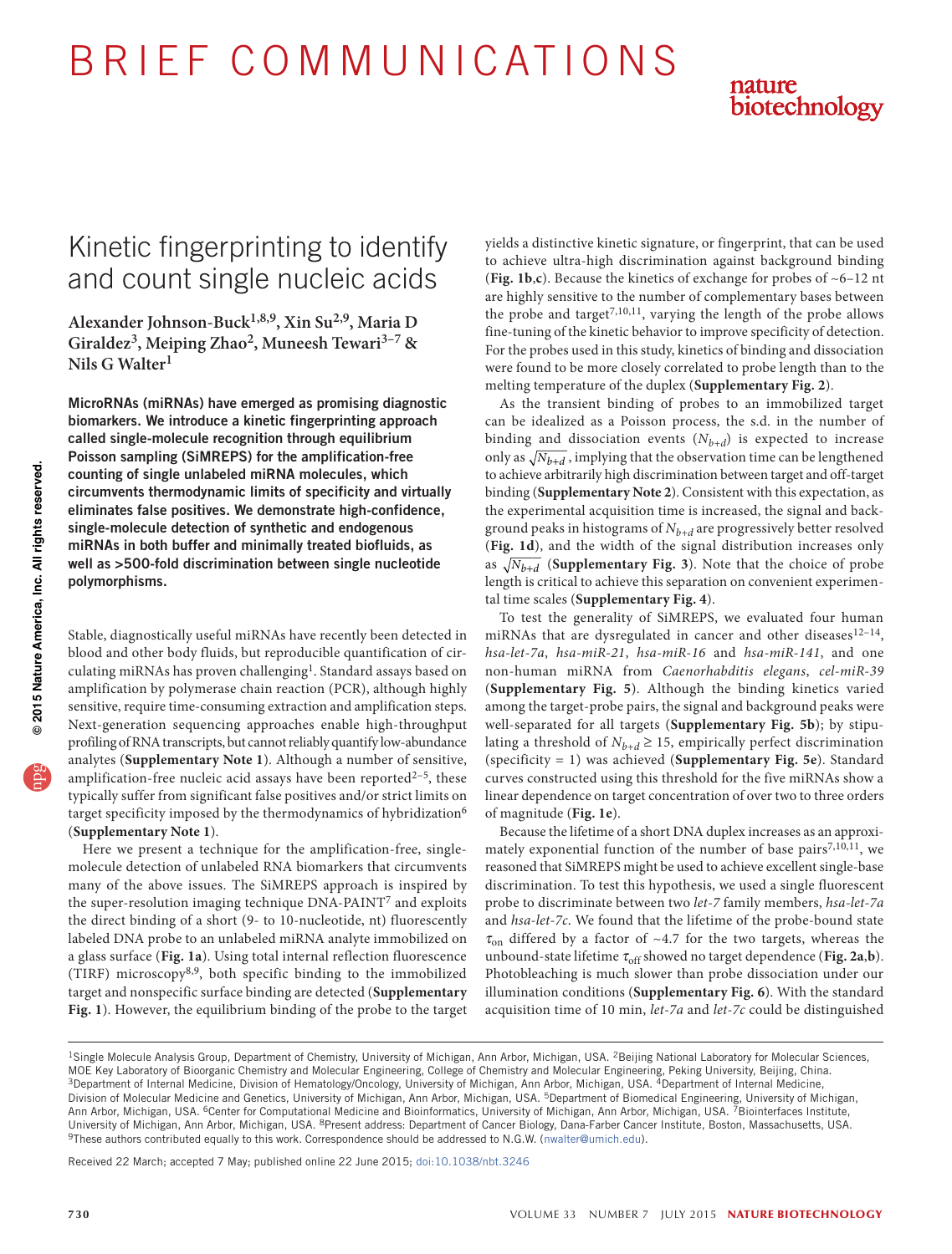# Kinetic fingerprinting to identify and count single nucleic acids

**Alexander Johnson-Buck[1,8,9], Xin Su[2,9], Maria D Giraldez[3], Meiping Zhao[2], Muneesh Tewari[3–7] & Nils G Walter[1]**

**MicroRNAs (miRNAs) have emerged as promising diagnostic biomarkers. We introduce a kinetic fingerprinting approach called single-molecule recognition through equilibrium Poisson sampling (SiMREPS) for the amplification-free counting of single unlabeled miRNA molecules, which circumvents thermodynamic limits of specificity and virtually eliminates false positives. We demonstrate high-confidence, single-molecule detection of synthetic and endogenous miRNAs in both buffer and minimally treated biofluids, as well as >500-fold discrimination between single nucleotide polymorphisms.**

Stable, diagnostically useful miRNAs have recently been detected in blood and other body fluids, but reproducible quantification of circulating miRNAs has proven challenging[1]. Standard assays based on amplification by polymerase chain reaction (PCR), although highly sensitive, require time-consuming extraction and amplification steps. Next-generation sequencing approaches enable high-throughput profiling of RNA transcripts, but cannot reliably quantify low-abundance analytes (**Supplementary Note 1**). Although a number of sensitive, amplification-free nucleic acid assays have been reported[2–5], these typically suffer from significant false positives and/or strict limits on target specificity imposed by the thermodynamics of hybridization[6] (**Supplementary Note 1**).

Here we present a technique for the amplification-free, single-molecule detection of unlabeled RNA biomarkers that circumvents many of the above issues. The SiMREPS approach is inspired by the super-resolution imaging technique DNA-PAINT[7] and exploits the direct binding of a short (9- to 10-nucleotide, nt) fluorescently labeled DNA probe to an unlabeled miRNA analyte immobilized on a glass surface (**Fig. 1a**). Using total internal reflection fluorescence (TIRF) microscopy[8,9], both specific binding to the immobilized target and nonspecific surface binding are detected (**Supplementary Fig. 1**). However, the equilibrium binding of the probe to the target yields a distinctive kinetic signature, or fingerprint, that can be used to achieve ultra-high discrimination against background binding (**Fig. 1b**,**c**). Because the kinetics of exchange for probes of ~6–12 nt are highly sensitive to the number of complementary bases between the probe and target[7,10,11], varying the length of the probe allows fine-tuning of the kinetic behavior to improve specificity of detection. For the probes used in this study, kinetics of binding and dissociation were found to be more closely correlated to probe length than to the melting temperature of the duplex (**Supplementary Fig. 2**).

As the transient binding of probes to an immobilized target can be idealized as a Poisson process, the s.d. in the number of binding and dissociation events ($N_{b+d}$) is expected to increase only as $\sqrt{N_{b+d}}$, implying that the observation time can be lengthened to achieve arbitrarily high discrimination between target and off-target binding (**Supplementary Note 2**). Consistent with this expectation, as the experimental acquisition time is increased, the signal and background peaks in histograms of $N_{b+d}$ are progressively better resolved (**Fig. 1d**), and the width of the signal distribution increases only as $\sqrt{N_{b+d}}$ (**Supplementary Fig. 3**). Note that the choice of probe length is critical to achieve this separation on convenient experimental time scales (**Supplementary Fig. 4**).

To test the generality of SiMREPS, we evaluated four human miRNAs that are dysregulated in cancer and other diseases[12–14], *hsa-let-7a*, *hsa-miR-21*, *hsa-miR-16* and *hsa-miR-141*, and one non-human miRNA from *Caenorhabditis elegans*, *cel-miR-39* (**Supplementary Fig. 5**). Although the binding kinetics varied among the target-probe pairs, the signal and background peaks were well-separated for all targets (**Supplementary Fig. 5b**); by stipulating a threshold of $N_{b+d} \geq 15$, empirically perfect discrimination (specificity = 1) was achieved (**Supplementary Fig. 5e**). Standard curves constructed using this threshold for the five miRNAs show a linear dependence on target concentration of over two to three orders of magnitude (**Fig. 1e**).

Because the lifetime of a short DNA duplex increases as an approximately exponential function of the number of base pairs[7,10,11], we reasoned that SiMREPS might be used to achieve excellent single-base discrimination. To test this hypothesis, we used a single fluorescent probe to discriminate between two *let-7* family members, *hsa-let-7a* and *hsa-let-7c*. We found that the lifetime of the probe-bound state $\tau_{on}$ differed by a factor of ~4.7 for the two targets, whereas the unbound-state lifetime $\tau_{off}$ showed no target dependence (**Fig. 2a**,**b**). Photobleaching is much slower than probe dissociation under our illumination conditions (**Supplementary Fig. 6**). With the standard acquisition time of 10 min, *let-7a* and *let-7c* could be distinguished

[1]Single Molecule Analysis Group, Department of Chemistry, University of Michigan, Ann Arbor, Michigan, USA. [2]Beijing National Laboratory for Molecular Sciences, MOE Key Laboratory of Bioorganic Chemistry and Molecular Engineering, College of Chemistry and Molecular Engineering, Peking University, Beijing, China. [3]Department of Internal Medicine, Division of Hematology/Oncology, University of Michigan, Ann Arbor, Michigan, USA. [4]Department of Internal Medicine, Division of Molecular Medicine and Genetics, University of Michigan, Ann Arbor, Michigan, USA. [5]Department of Biomedical Engineering, University of Michigan, Ann Arbor, Michigan, USA. [6]Center for Computational Medicine and Bioinformatics, University of Michigan, Ann Arbor, Michigan, USA. [7]Biointerfaces Institute, University of Michigan, Ann Arbor, Michigan, USA. [8]Present address: Department of Cancer Biology, Dana-Farber Cancer Institute, Boston, Massachusetts, USA. [9]These authors contributed equally to this work. Correspondence should be addressed to N.G.W. (nwalter@umich.edu).

Received 22 March; accepted 7 May; published online 22 June 2015; doi:10.1038/nbt.3246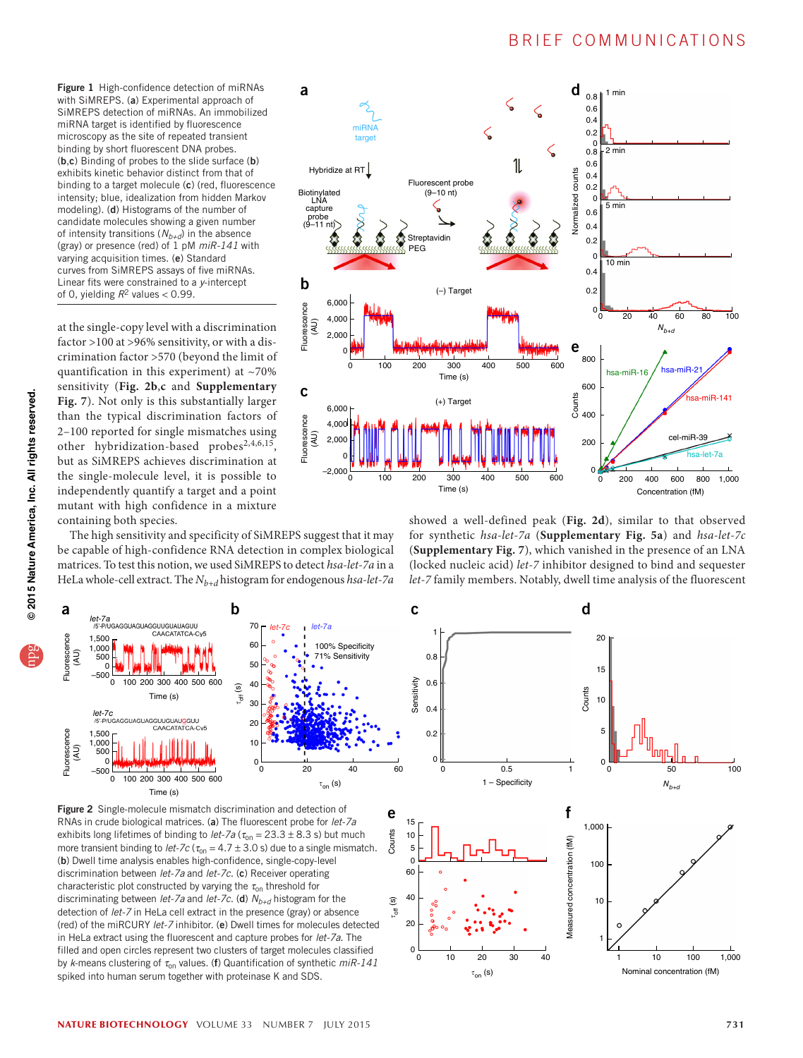**Figure 1** High-confidence detection of miRNAs with SiMREPS. (**a**) Experimental approach of SiMREPS detection of miRNAs. An immobilized miRNA target is identified by fluorescence microscopy as the site of repeated transient binding by short fluorescent DNA probes. (**b**,**c**) Binding of probes to the slide surface (**b**) exhibits kinetic behavior distinct from that of binding to a target molecule (**c**) (red, fluorescence intensity; blue, idealization from hidden Markov modeling). (**d**) Histograms of the number of candidate molecules showing a given number of intensity transitions ($N_{b+d}$) in the absence (gray) or presence (red) of 1 pM *miR-141* with varying acquisition times. (**e**) Standard curves from SiMREPS assays of five miRNAs. Linear fits were constrained to a *y*-intercept of 0, yielding $R^2$ values < 0.99.

at the single-copy level with a discrimination factor >100 at >96% sensitivity, or with a discrimination factor >570 (beyond the limit of quantification in this experiment) at ~70% sensitivity (**Fig. 2b**,**c** and **Supplementary Fig. 7**). Not only is this substantially larger than the typical discrimination factors of 2–100 reported for single mismatches using other hybridization-based probes[2,4,6,15], but as SiMREPS achieves discrimination at the single-molecule level, it is possible to independently quantify a target and a point mutant with high confidence in a mixture containing both species.

The high sensitivity and specificity of SiMREPS suggest that it may be capable of high-confidence RNA detection in complex biological matrices. To test this notion, we used SiMREPS to detect *hsa-let-7a* in a HeLa whole-cell extract. The $N_{b+d}$ histogram for endogenous *hsa-let-7a* showed a well-defined peak (**Fig. 2d**), similar to that observed for synthetic *hsa-let-7a* (**Supplementary Fig. 5a**) and *hsa-let-7c* (**Supplementary Fig. 7**), which vanished in the presence of an LNA (locked nucleic acid) *let-7* inhibitor designed to bind and sequester *let-7* family members. Notably, dwell time analysis of the fluorescent

**Figure 2** Single-molecule mismatch discrimination and detection of RNAs in crude biological matrices. (**a**) The fluorescent probe for *let-7a* exhibits long lifetimes of binding to *let-7a* ($\tau_{on}$ = 23.3 ± 8.3 s) but much more transient binding to *let-7c* ($\tau_{on}$ = 4.7 ± 3.0 s) due to a single mismatch. (**b**) Dwell time analysis enables high-confidence, single-copy-level discrimination between *let-7a* and *let-7c*. (**c**) Receiver operating characteristic plot constructed by varying the $\tau_{on}$ threshold for discriminating between *let-7a* and *let-7c*. (**d**) $N_{b+d}$ histogram for the detection of *let-7* in HeLa cell extract in the presence (gray) or absence (red) of the miRCURY *let-7* inhibitor. (**e**) Dwell times for molecules detected in HeLa extract using the fluorescent and capture probes for *let-7a*. The filled and open circles represent two clusters of target molecules classified by *k*-means clustering of $\tau_{on}$ values. (**f**) Quantification of synthetic *miR-141* spiked into human serum together with proteinase K and SDS.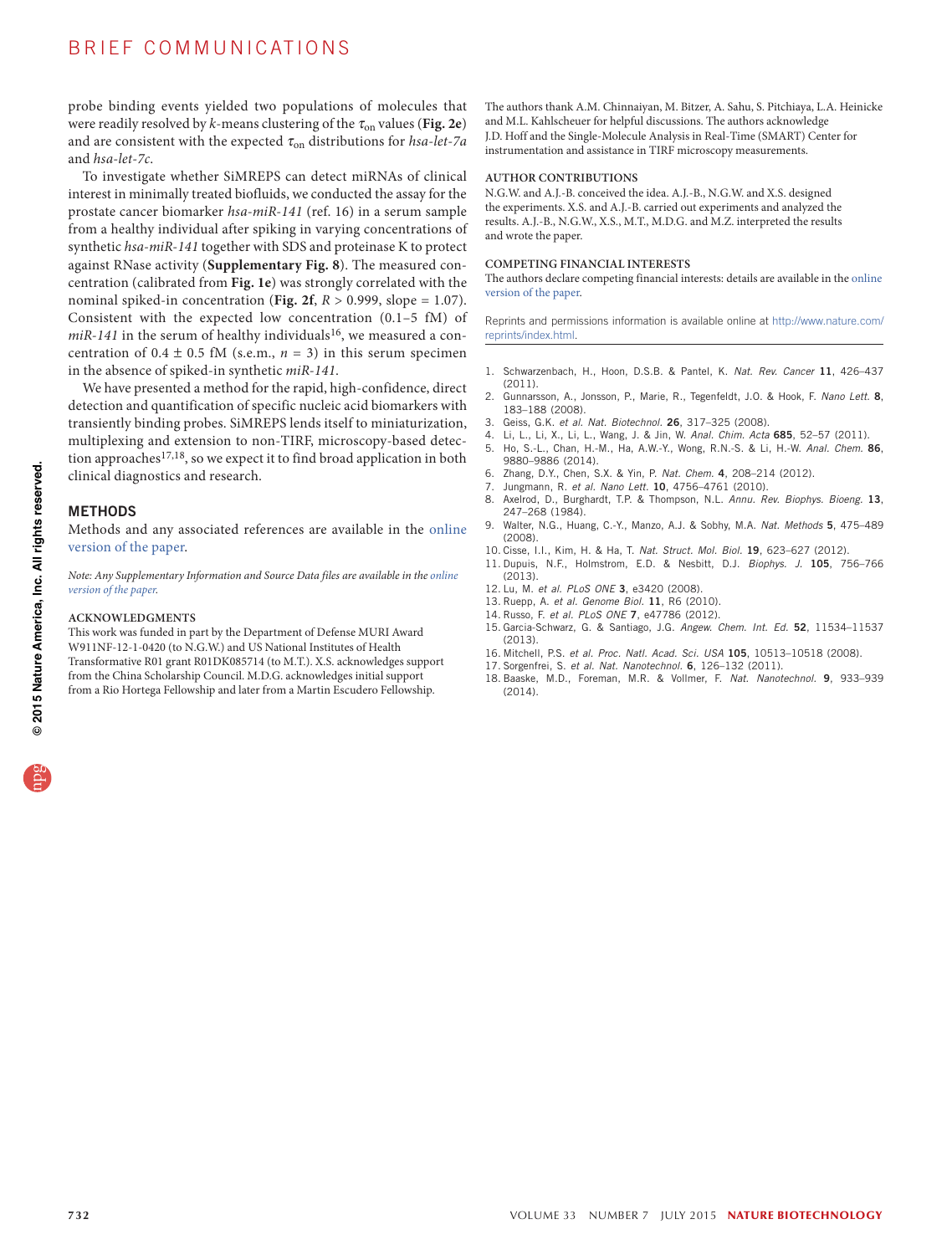probe binding events yielded two populations of molecules that were readily resolved by *k*-means clustering of the $\tau_{on}$ values (**Fig. 2e**) and are consistent with the expected $\tau_{on}$ distributions for *hsa-let-7a* and *hsa-let-7c*.

To investigate whether SiMREPS can detect miRNAs of clinical interest in minimally treated biofluids, we conducted the assay for the prostate cancer biomarker *hsa-miR-141* (ref. 16) in a serum sample from a healthy individual after spiking in varying concentrations of synthetic *hsa-miR-141* together with SDS and proteinase K to protect against RNase activity (**Supplementary Fig. 8**). The measured concentration (calibrated from **Fig. 1e**) was strongly correlated with the nominal spiked-in concentration (**Fig. 2f**, $R > 0.999$, slope = 1.07). Consistent with the expected low concentration (0.1–5 fM) of *miR-141* in the serum of healthy individuals[16], we measured a concentration of $0.4 \pm 0.5$ fM (s.e.m., $n = 3$) in this serum specimen in the absence of spiked-in synthetic *miR-141*.

We have presented a method for the rapid, high-confidence, direct detection and quantification of specific nucleic acid biomarkers with transiently binding probes. SiMREPS lends itself to miniaturization, multiplexing and extension to non-TIRF, microscopy-based detection approaches[17,18], so we expect it to find broad application in both clinical diagnostics and research.

## METHODS

Methods and any associated references are available in the online version of the paper.

*Note: Any Supplementary Information and Source Data files are available in the online version of the paper.*

**ACKNOWLEDGMENTS**

This work was funded in part by the Department of Defense MURI Award W911NF-12-1-0420 (to N.G.W.) and US National Institutes of Health Transformative R01 grant R01DK085714 (to M.T.). X.S. acknowledges support from the China Scholarship Council. M.D.G. acknowledges initial support from a Rio Hortega Fellowship and later from a Martin Escudero Fellowship.

The authors thank A.M. Chinnaiyan, M. Bitzer, A. Sahu, S. Pitchiaya, L.A. Heinicke and M.L. Kahlscheuer for helpful discussions. The authors acknowledge J.D. Hoff and the Single-Molecule Analysis in Real-Time (SMART) Center for instrumentation and assistance in TIRF microscopy measurements.

**AUTHOR CONTRIBUTIONS**

N.G.W. and A.J.-B. conceived the idea. A.J.-B., N.G.W. and X.S. designed the experiments. X.S. and A.J.-B. carried out experiments and analyzed the results. A.J.-B., N.G.W., X.S., M.T., M.D.G. and M.Z. interpreted the results and wrote the paper.

**COMPETING FINANCIAL INTERESTS**

The authors declare competing financial interests: details are available in the online version of the paper.

Reprints and permissions information is available online at http://www.nature.com/reprints/index.html.

1. Schwarzenbach, H., Hoon, D.S.B. & Pantel, K. *Nat. Rev. Cancer* **11**, 426–437 (2011).
2. Gunnarsson, A., Jonsson, P., Marie, R., Tegenfeldt, J.O. & Hook, F. *Nano Lett.* **8**, 183–188 (2008).
3. Geiss, G.K. *et al. Nat. Biotechnol.* **26**, 317–325 (2008).
4. Li, L., Li, X., Li, L., Wang, J. & Jin, W. *Anal. Chim. Acta* **685**, 52–57 (2011).
5. Ho, S.-L., Chan, H.-M., Ha, A.W.-Y., Wong, R.N.-S. & Li, H.-W. *Anal. Chem.* **86**, 9880–9886 (2014).
6. Zhang, D.Y., Chen, S.X. & Yin, P. *Nat. Chem.* **4**, 208–214 (2012).
7. Jungmann, R. *et al. Nano Lett.* **10**, 4756–4761 (2010).
8. Axelrod, D., Burghardt, T.P. & Thompson, N.L. *Annu. Rev. Biophys. Bioeng.* **13**, 247–268 (1984).
9. Walter, N.G., Huang, C.-Y., Manzo, A.J. & Sobhy, M.A. *Nat. Methods* **5**, 475–489 (2008).
10. Cisse, I.I., Kim, H. & Ha, T. *Nat. Struct. Mol. Biol.* **19**, 623–627 (2012).
11. Dupuis, N.F., Holmstrom, E.D. & Nesbitt, D.J. *Biophys. J.* **105**, 756–766 (2013).
12. Lu, M. *et al. PLoS ONE* **3**, e3420 (2008).
13. Ruepp, A. *et al. Genome Biol.* **11**, R6 (2010).
14. Russo, F. *et al. PLoS ONE* **7**, e47786 (2012).
15. Garcia-Schwarz, G. & Santiago, J.G. *Angew. Chem. Int. Ed.* **52**, 11534–11537 (2013).
16. Mitchell, P.S. *et al. Proc. Natl. Acad. Sci. USA* **105**, 10513–10518 (2008).
17. Sorgenfrei, S. *et al. Nat. Nanotechnol.* **6**, 126–132 (2011).
18. Baaske, M.D., Foreman, M.R. & Vollmer, F. *Nat. Nanotechnol.* **9**, 933–939 (2014).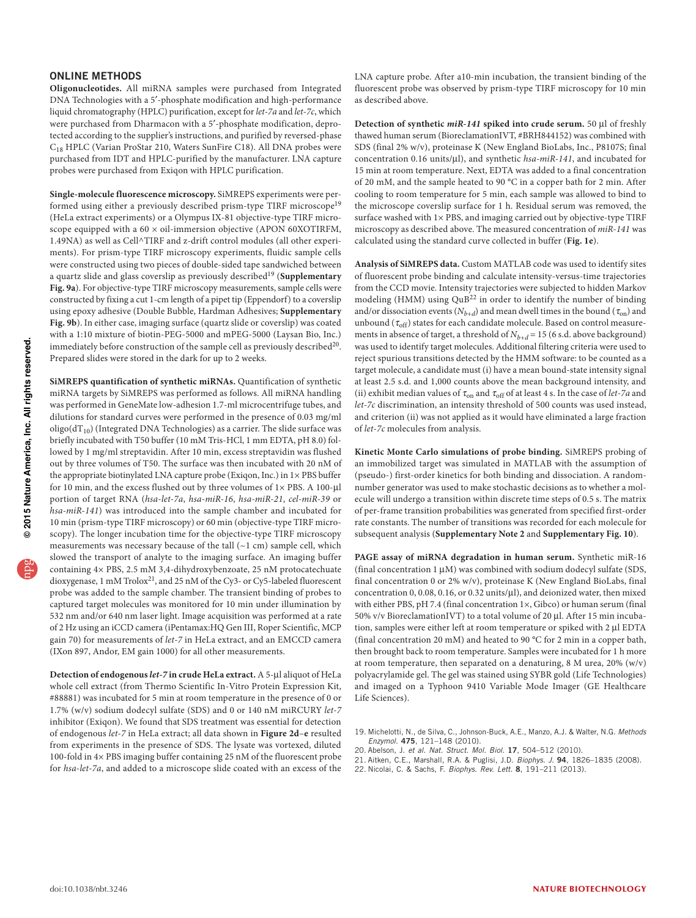## ONLINE METHODS

**Oligonucleotides.** All miRNA samples were purchased from Integrated DNA Technologies with a 5′-phosphate modification and high-performance liquid chromatography (HPLC) purification, except for *let-7a* and *let-7c*, which were purchased from Dharmacon with a 5′-phosphate modification, deprotected according to the supplier's instructions, and purified by reversed-phase $C_{18}$ HPLC (Varian ProStar 210, Waters SunFire C18). All DNA probes were purchased from IDT and HPLC-purified by the manufacturer. LNA capture probes were purchased from Exiqon with HPLC purification.

**Single-molecule fluorescence microscopy.** SiMREPS experiments were performed using either a previously described prism-type TIRF microscope[19] (HeLa extract experiments) or a Olympus IX-81 objective-type TIRF microscope equipped with a 60 × oil-immersion objective (APON 60XOTIRFM, 1.49NA) as well as Cell^TIRF and z-drift control modules (all other experiments). For prism-type TIRF microscopy experiments, fluidic sample cells were constructed using two pieces of double-sided tape sandwiched between a quartz slide and glass coverslip as previously described[19] (**Supplementary Fig. 9a**). For objective-type TIRF microscopy measurements, sample cells were constructed by fixing a cut 1-cm length of a pipet tip (Eppendorf) to a coverslip using epoxy adhesive (Double Bubble, Hardman Adhesives; **Supplementary Fig. 9b**). In either case, imaging surface (quartz slide or coverslip) was coated with a 1:10 mixture of biotin-PEG-5000 and mPEG-5000 (Laysan Bio, Inc.) immediately before construction of the sample cell as previously described[20]. Prepared slides were stored in the dark for up to 2 weeks.

**SiMREPS quantification of synthetic miRNAs.** Quantification of synthetic miRNA targets by SiMREPS was performed as follows. All miRNA handling was performed in GeneMate low-adhesion 1.7-ml microcentrifuge tubes, and dilutions for standard curves were performed in the presence of 0.03 mg/ml oligo($dT_{10}$) (Integrated DNA Technologies) as a carrier. The slide surface was briefly incubated with T50 buffer (10 mM Tris-HCl, 1 mm EDTA, pH 8.0) followed by 1 mg/ml streptavidin. After 10 min, excess streptavidin was flushed out by three volumes of T50. The surface was then incubated with 20 nM of the appropriate biotinylated LNA capture probe (Exiqon, Inc.) in 1× PBS buffer for 10 min, and the excess flushed out by three volumes of 1× PBS. A 100-μl portion of target RNA (*hsa-let-7a*, *hsa-miR-16*, *hsa-miR-21*, *cel-miR-39* or *hsa-miR-141*) was introduced into the sample chamber and incubated for 10 min (prism-type TIRF microscopy) or 60 min (objective-type TIRF microscopy). The longer incubation time for the objective-type TIRF microscopy measurements was necessary because of the tall (~1 cm) sample cell, which slowed the transport of analyte to the imaging surface. An imaging buffer containing 4× PBS, 2.5 mM 3,4-dihydroxybenzoate, 25 nM protocatechuate dioxygenase, 1 mM Trolox[21], and 25 nM of the Cy3- or Cy5-labeled fluorescent probe was added to the sample chamber. The transient binding of probes to captured target molecules was monitored for 10 min under illumination by 532 nm and/or 640 nm laser light. Image acquisition was performed at a rate of 2 Hz using an iCCD camera (iPentamax:HQ Gen III, Roper Scientific, MCP gain 70) for measurements of *let-7* in HeLa extract, and an EMCCD camera (IXon 897, Andor, EM gain 1000) for all other measurements.

**Detection of endogenous *let-7* in crude HeLa extract.** A 5-μl aliquot of HeLa whole cell extract (from Thermo Scientific In-Vitro Protein Expression Kit, #88881) was incubated for 5 min at room temperature in the presence of 0 or 1.7% (w/v) sodium dodecyl sulfate (SDS) and 0 or 140 nM miRCURY *let-7* inhibitor (Exiqon). We found that SDS treatment was essential for detection of endogenous *let-7* in HeLa extract; all data shown in **Figure 2d–e** resulted from experiments in the presence of SDS. The lysate was vortexed, diluted 100-fold in 4× PBS imaging buffer containing 25 nM of the fluorescent probe for *hsa-let-7a*, and added to a microscope slide coated with an excess of the LNA capture probe. After a10-min incubation, the transient binding of the fluorescent probe was observed by prism-type TIRF microscopy for 10 min as described above.

**Detection of synthetic *miR-141* spiked into crude serum.** 50 μl of freshly thawed human serum (BioreclamationIVT, #BRH844152) was combined with SDS (final 2% w/v), proteinase K (New England BioLabs, Inc., P8107S; final concentration 0.16 units/μl), and synthetic *hsa-miR-141*, and incubated for 15 min at room temperature. Next, EDTA was added to a final concentration of 20 mM, and the sample heated to 90 °C in a copper bath for 2 min. After cooling to room temperature for 5 min, each sample was allowed to bind to the microscope coverslip surface for 1 h. Residual serum was removed, the surface washed with 1× PBS, and imaging carried out by objective-type TIRF microscopy as described above. The measured concentration of *miR-141* was calculated using the standard curve collected in buffer (**Fig. 1e**).

**Analysis of SiMREPS data.** Custom MATLAB code was used to identify sites of fluorescent probe binding and calculate intensity-versus-time trajectories from the CCD movie. Intensity trajectories were subjected to hidden Markov modeling (HMM) using QuB[22] in order to identify the number of binding and/or dissociation events ($N_{b+d}$) and mean dwell times in the bound ($\tau_{on}$) and unbound ($\tau_{off}$) states for each candidate molecule. Based on control measurements in absence of target, a threshold of $N_{b+d}$ = 15 (6 s.d. above background) was used to identify target molecules. Additional filtering criteria were used to reject spurious transitions detected by the HMM software: to be counted as a target molecule, a candidate must (i) have a mean bound-state intensity signal at least 2.5 s.d. and 1,000 counts above the mean background intensity, and (ii) exhibit median values of $\tau_{on}$ and $\tau_{off}$ of at least 4 s. In the case of *let-7a* and *let-7c* discrimination, an intensity threshold of 500 counts was used instead, and criterion (ii) was not applied as it would have eliminated a large fraction of *let-7c* molecules from analysis.

**Kinetic Monte Carlo simulations of probe binding.** SiMREPS probing of an immobilized target was simulated in MATLAB with the assumption of (pseudo-) first-order kinetics for both binding and dissociation. A random-number generator was used to make stochastic decisions as to whether a molecule will undergo a transition within discrete time steps of 0.5 s. The matrix of per-frame transition probabilities was generated from specified first-order rate constants. The number of transitions was recorded for each molecule for subsequent analysis (**Supplementary Note 2** and **Supplementary Fig. 10**).

**PAGE assay of miRNA degradation in human serum.** Synthetic miR-16 (final concentration 1 μM) was combined with sodium dodecyl sulfate (SDS, final concentration 0 or 2% w/v), proteinase K (New England BioLabs, final concentration 0, 0.08, 0.16, or 0.32 units/μl), and deionized water, then mixed with either PBS, pH 7.4 (final concentration 1×, Gibco) or human serum (final 50% v/v BioreclamationIVT) to a total volume of 20 μl. After 15 min incubation, samples were either left at room temperature or spiked with 2 μl EDTA (final concentration 20 mM) and heated to 90 °C for 2 min in a copper bath, then brought back to room temperature. Samples were incubated for 1 h more at room temperature, then separated on a denaturing, 8 M urea, 20% (w/v) polyacrylamide gel. The gel was stained using SYBR gold (Life Technologies) and imaged on a Typhoon 9410 Variable Mode Imager (GE Healthcare Life Sciences).

19. Michelotti, N., de Silva, C., Johnson-Buck, A.E., Manzo, A.J. & Walter, N.G. *Methods Enzymol.* **475**, 121–148 (2010).
20. Abelson, J. *et al. Nat. Struct. Mol. Biol.* **17**, 504–512 (2010).
21. Aitken, C.E., Marshall, R.A. & Puglisi, J.D. *Biophys. J.* **94**, 1826–1835 (2008).
22. Nicolai, C. & Sachs, F. *Biophys. Rev. Lett.* **8**, 191–211 (2013).